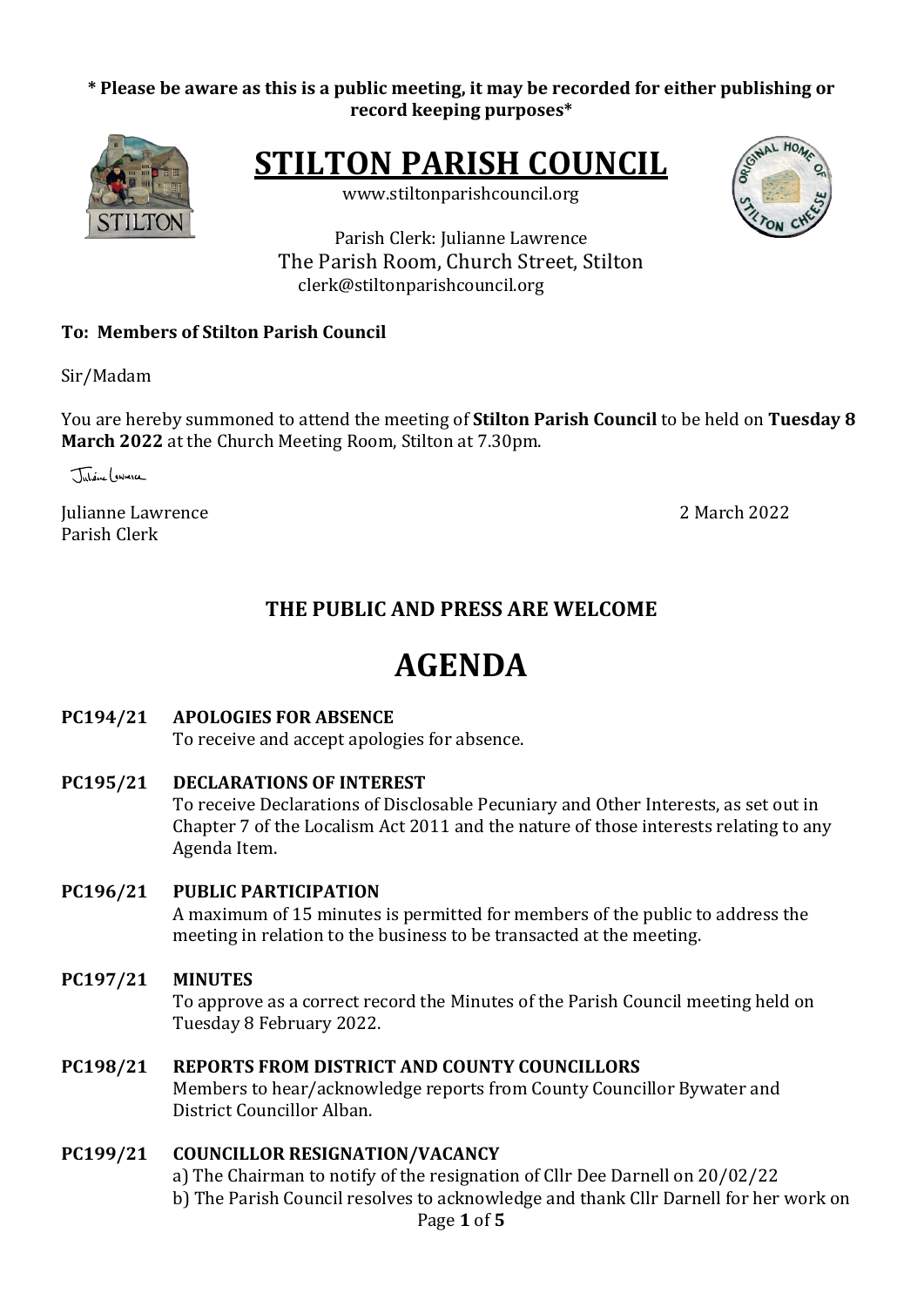**\* Please be aware as this is a public meeting, it may be recorded for either publishing or record keeping purposes\***

# STILTON PARISH COUNCIL

www.stiltonparishcouncil.org

Parish Clerk: Julianne Lawrence
The Parish Room, Church Street, Stilton
clerk@stiltonparishcouncil.org

**To: Members of Stilton Parish Council**

Sir/Madam

You are hereby summoned to attend the meeting of **Stilton Parish Council** to be held on **Tuesday 8 March 2022** at the Church Meeting Room, Stilton at 7.30pm.

Julianne Lawrence
Parish Clerk

2 March 2022

## THE PUBLIC AND PRESS ARE WELCOME

# AGENDA

**PC194/21 APOLOGIES FOR ABSENCE**
To receive and accept apologies for absence.

**PC195/21 DECLARATIONS OF INTEREST**
To receive Declarations of Disclosable Pecuniary and Other Interests, as set out in Chapter 7 of the Localism Act 2011 and the nature of those interests relating to any Agenda Item.

**PC196/21 PUBLIC PARTICIPATION**
A maximum of 15 minutes is permitted for members of the public to address the meeting in relation to the business to be transacted at the meeting.

**PC197/21 MINUTES**
To approve as a correct record the Minutes of the Parish Council meeting held on Tuesday 8 February 2022.

**PC198/21 REPORTS FROM DISTRICT AND COUNTY COUNCILLORS**
Members to hear/acknowledge reports from County Councillor Bywater and District Councillor Alban.

**PC199/21 COUNCILLOR RESIGNATION/VACANCY**
a) The Chairman to notify of the resignation of Cllr Dee Darnell on 20/02/22
b) The Parish Council resolves to acknowledge and thank Cllr Darnell for her work on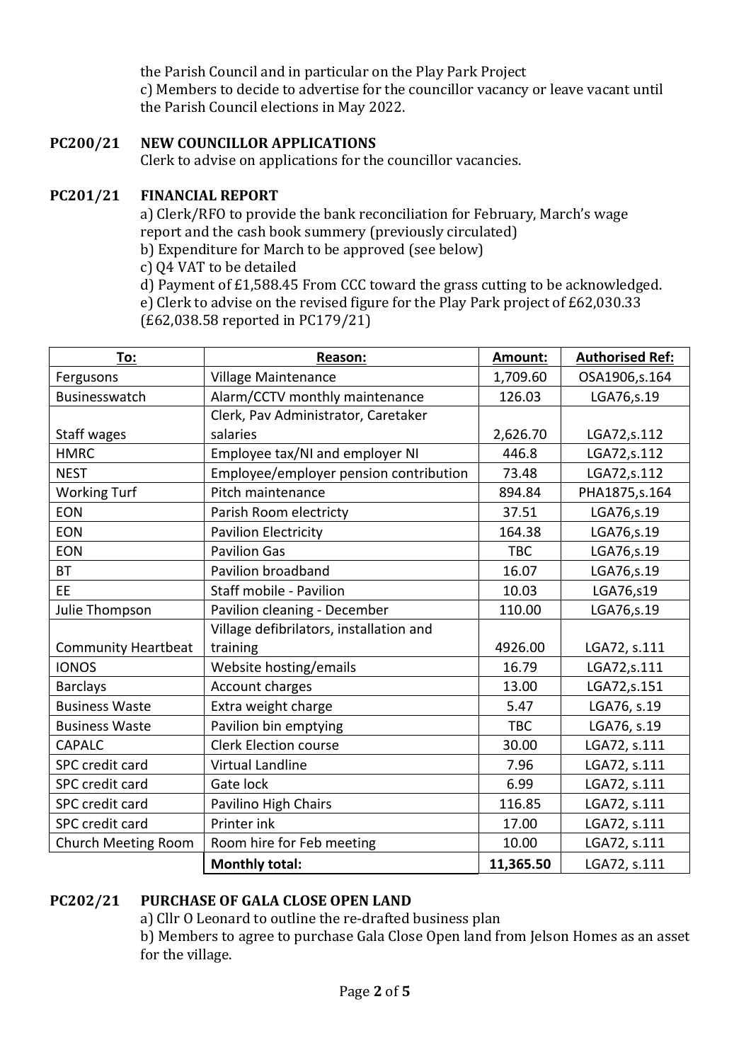the Parish Council and in particular on the Play Park Project

c) Members to decide to advertise for the councillor vacancy or leave vacant until the Parish Council elections in May 2022.

**PC200/21 NEW COUNCILLOR APPLICATIONS**

Clerk to advise on applications for the councillor vacancies.

**PC201/21 FINANCIAL REPORT**

a) Clerk/RFO to provide the bank reconciliation for February, March's wage report and the cash book summery (previously circulated)

b) Expenditure for March to be approved (see below)

c) Q4 VAT to be detailed

d) Payment of £1,588.45 From CCC toward the grass cutting to be acknowledged.

e) Clerk to advise on the revised figure for the Play Park project of £62,030.33 (£62,038.58 reported in PC179/21)

| To: | Reason: | Amount: | Authorised Ref: |
|---|---|---|---|
| Fergusons | Village Maintenance | 1,709.60 | OSA1906,s.164 |
| Businesswatch | Alarm/CCTV monthly maintenance | 126.03 | LGA76,s.19 |
| Staff wages | Clerk, Pav Administrator, Caretaker salaries | 2,626.70 | LGA72,s.112 |
| HMRC | Employee tax/NI and employer NI | 446.8 | LGA72,s.112 |
| NEST | Employee/employer pension contribution | 73.48 | LGA72,s.112 |
| Working Turf | Pitch maintenance | 894.84 | PHA1875,s.164 |
| EON | Parish Room electricty | 37.51 | LGA76,s.19 |
| EON | Pavilion Electricity | 164.38 | LGA76,s.19 |
| EON | Pavilion Gas | TBC | LGA76,s.19 |
| BT | Pavilion broadband | 16.07 | LGA76,s.19 |
| EE | Staff mobile - Pavilion | 10.03 | LGA76,s19 |
| Julie Thompson | Pavilion cleaning - December | 110.00 | LGA76,s.19 |
| Community Heartbeat | Village defibrilators, installation and training | 4926.00 | LGA72, s.111 |
| IONOS | Website hosting/emails | 16.79 | LGA72,s.111 |
| Barclays | Account charges | 13.00 | LGA72,s.151 |
| Business Waste | Extra weight charge | 5.47 | LGA76, s.19 |
| Business Waste | Pavilion bin emptying | TBC | LGA76, s.19 |
| CAPALC | Clerk Election course | 30.00 | LGA72, s.111 |
| SPC credit card | Virtual Landline | 7.96 | LGA72, s.111 |
| SPC credit card | Gate lock | 6.99 | LGA72, s.111 |
| SPC credit card | Pavilino High Chairs | 116.85 | LGA72, s.111 |
| SPC credit card | Printer ink | 17.00 | LGA72, s.111 |
| Church Meeting Room | Room hire for Feb meeting | 10.00 | LGA72, s.111 |
| | **Monthly total:** | **11,365.50** | LGA72, s.111 |

**PC202/21 PURCHASE OF GALA CLOSE OPEN LAND**

a) Cllr O Leonard to outline the re-drafted business plan

b) Members to agree to purchase Gala Close Open land from Jelson Homes as an asset for the village.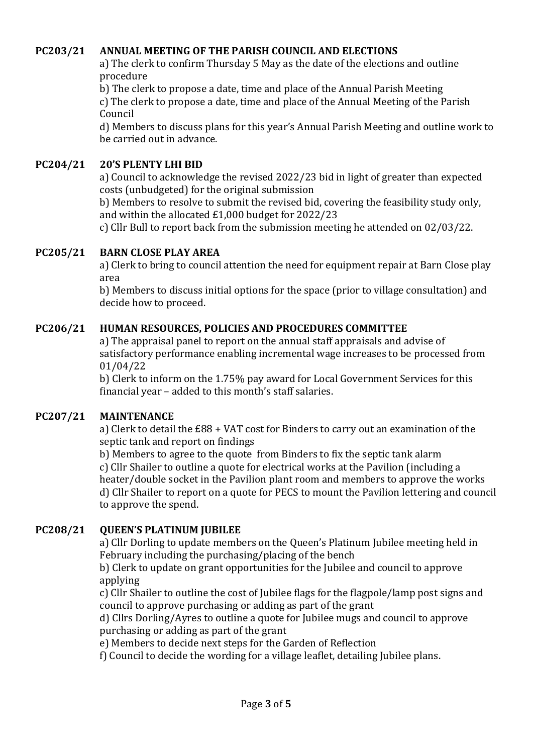## PC203/21 ANNUAL MEETING OF THE PARISH COUNCIL AND ELECTIONS

a) The clerk to confirm Thursday 5 May as the date of the elections and outline procedure

b) The clerk to propose a date, time and place of the Annual Parish Meeting

c) The clerk to propose a date, time and place of the Annual Meeting of the Parish Council

d) Members to discuss plans for this year's Annual Parish Meeting and outline work to be carried out in advance.

## PC204/21 20'S PLENTY LHI BID

a) Council to acknowledge the revised 2022/23 bid in light of greater than expected costs (unbudgeted) for the original submission

b) Members to resolve to submit the revised bid, covering the feasibility study only, and within the allocated £1,000 budget for 2022/23

c) Cllr Bull to report back from the submission meeting he attended on 02/03/22.

## PC205/21 BARN CLOSE PLAY AREA

a) Clerk to bring to council attention the need for equipment repair at Barn Close play area

b) Members to discuss initial options for the space (prior to village consultation) and decide how to proceed.

## PC206/21 HUMAN RESOURCES, POLICIES AND PROCEDURES COMMITTEE

a) The appraisal panel to report on the annual staff appraisals and advise of satisfactory performance enabling incremental wage increases to be processed from 01/04/22

b) Clerk to inform on the 1.75% pay award for Local Government Services for this financial year – added to this month's staff salaries.

## PC207/21 MAINTENANCE

a) Clerk to detail the £88 + VAT cost for Binders to carry out an examination of the septic tank and report on findings

b) Members to agree to the quote from Binders to fix the septic tank alarm

c) Cllr Shailer to outline a quote for electrical works at the Pavilion (including a heater/double socket in the Pavilion plant room and members to approve the works

d) Cllr Shailer to report on a quote for PECS to mount the Pavilion lettering and council to approve the spend.

## PC208/21 QUEEN'S PLATINUM JUBILEE

a) Cllr Dorling to update members on the Queen's Platinum Jubilee meeting held in February including the purchasing/placing of the bench

b) Clerk to update on grant opportunities for the Jubilee and council to approve applying

c) Cllr Shailer to outline the cost of Jubilee flags for the flagpole/lamp post signs and council to approve purchasing or adding as part of the grant

d) Cllrs Dorling/Ayres to outline a quote for Jubilee mugs and council to approve purchasing or adding as part of the grant

e) Members to decide next steps for the Garden of Reflection

f) Council to decide the wording for a village leaflet, detailing Jubilee plans.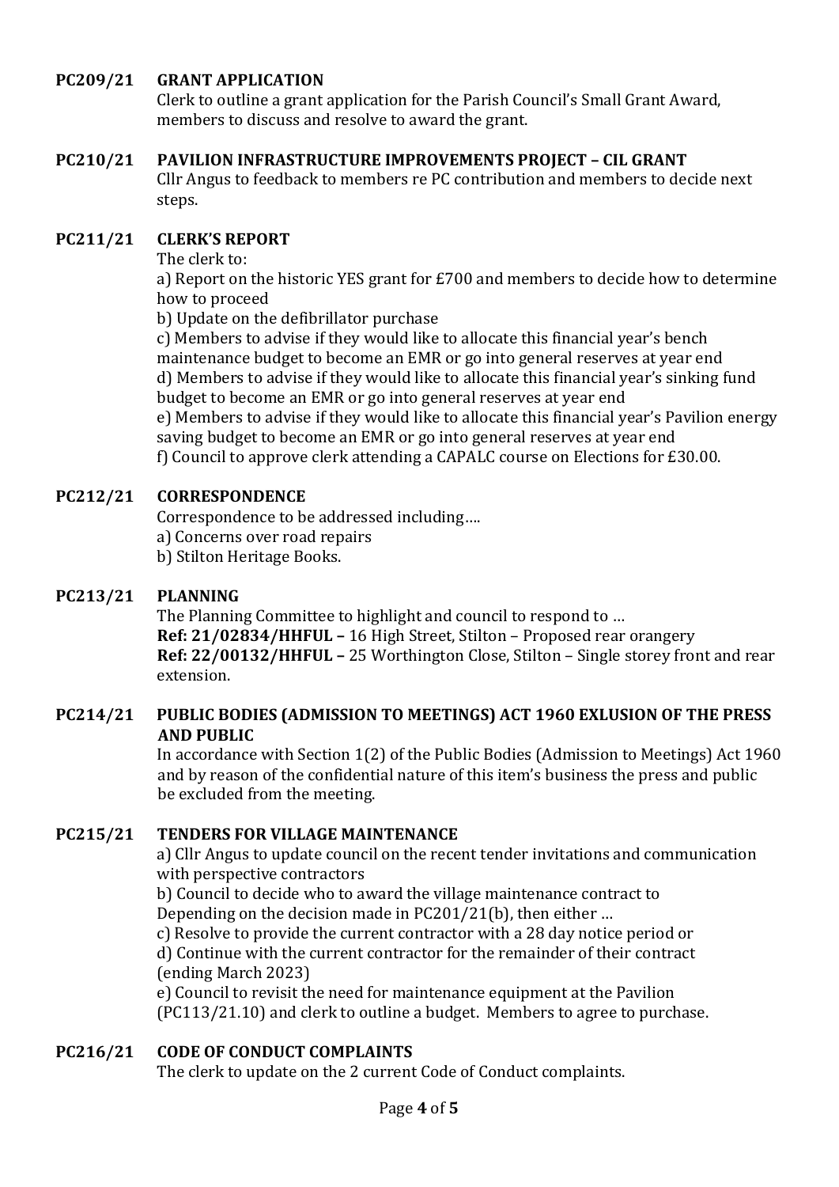**PC209/21 GRANT APPLICATION**

Clerk to outline a grant application for the Parish Council's Small Grant Award, members to discuss and resolve to award the grant.

**PC210/21 PAVILION INFRASTRUCTURE IMPROVEMENTS PROJECT – CIL GRANT**

Cllr Angus to feedback to members re PC contribution and members to decide next steps.

**PC211/21 CLERK'S REPORT**

The clerk to:

a) Report on the historic YES grant for £700 and members to decide how to determine how to proceed

b) Update on the defibrillator purchase

c) Members to advise if they would like to allocate this financial year's bench maintenance budget to become an EMR or go into general reserves at year end

d) Members to advise if they would like to allocate this financial year's sinking fund budget to become an EMR or go into general reserves at year end

e) Members to advise if they would like to allocate this financial year's Pavilion energy saving budget to become an EMR or go into general reserves at year end

f) Council to approve clerk attending a CAPALC course on Elections for £30.00.

**PC212/21 CORRESPONDENCE**

Correspondence to be addressed including….

a) Concerns over road repairs

b) Stilton Heritage Books.

**PC213/21 PLANNING**

The Planning Committee to highlight and council to respond to …

**Ref: 21/02834/HHFUL –** 16 High Street, Stilton – Proposed rear orangery

**Ref: 22/00132/HHFUL –** 25 Worthington Close, Stilton – Single storey front and rear extension.

**PC214/21 PUBLIC BODIES (ADMISSION TO MEETINGS) ACT 1960 EXLUSION OF THE PRESS AND PUBLIC**

In accordance with Section 1(2) of the Public Bodies (Admission to Meetings) Act 1960 and by reason of the confidential nature of this item's business the press and public be excluded from the meeting.

**PC215/21 TENDERS FOR VILLAGE MAINTENANCE**

a) Cllr Angus to update council on the recent tender invitations and communication with perspective contractors

b) Council to decide who to award the village maintenance contract to

Depending on the decision made in PC201/21(b), then either …

c) Resolve to provide the current contractor with a 28 day notice period or

d) Continue with the current contractor for the remainder of their contract (ending March 2023)

e) Council to revisit the need for maintenance equipment at the Pavilion (PC113/21.10) and clerk to outline a budget. Members to agree to purchase.

**PC216/21 CODE OF CONDUCT COMPLAINTS**

The clerk to update on the 2 current Code of Conduct complaints.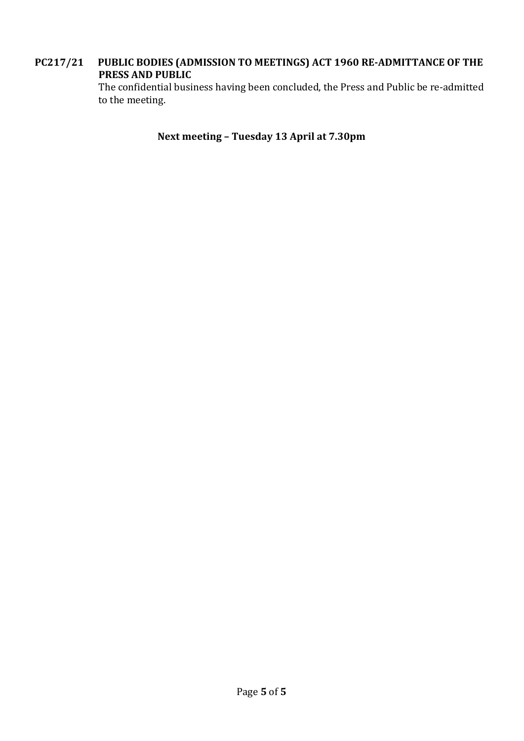**PC217/21 PUBLIC BODIES (ADMISSION TO MEETINGS) ACT 1960 RE-ADMITTANCE OF THE PRESS AND PUBLIC**

The confidential business having been concluded, the Press and Public be re-admitted to the meeting.

**Next meeting – Tuesday 13 April at 7.30pm**